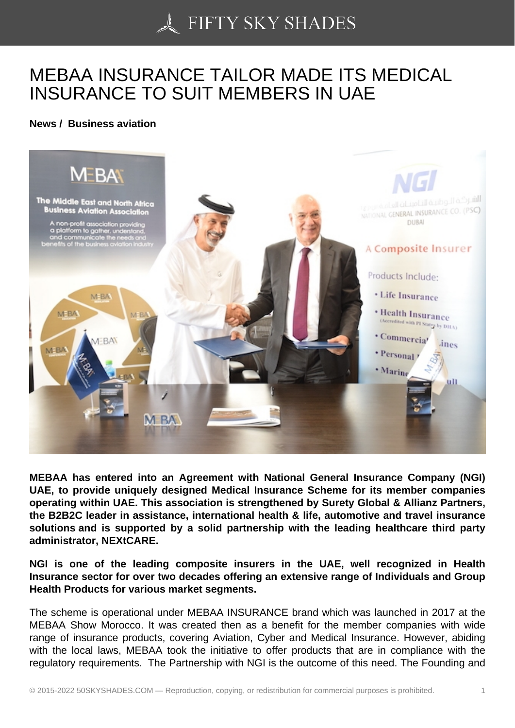# MEBAA INSURANCE TAILOR MADE ITS MEDICAL INSURANCE TO SUIT MEMBERS IN UAE

**News / Business aviation**

**MEBAA has entered into an Agreement with National General Insurance Company (NGI) UAE, to provide uniquely designed Medical Insurance Scheme for its member companies operating within UAE. This association is strengthened by Surety Global & Allianz Partners, the B2B2C leader in assistance, international health & life, automotive and travel insurance solutions and is supported by a solid partnership with the leading healthcare third party administrator, NEXtCARE.**

**NGI is one of the leading composite insurers in the UAE, well recognized in Health Insurance sector for over two decades offering an extensive range of Individuals and Group Health Products for various market segments.**

The scheme is operational under MEBAA INSURANCE brand which was launched in 2017 at the MEBAA Show Morocco. It was created then as a benefit for the member companies with wide range of insurance products, covering Aviation, Cyber and Medical Insurance. However, abiding with the local laws, MEBAA took the initiative to offer products that are in compliance with the regulatory requirements. The Partnership with NGI is the outcome of this need. The Founding and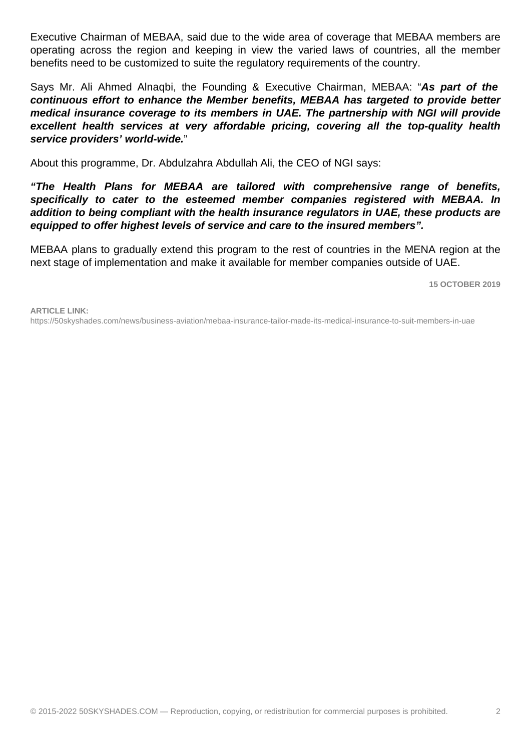Executive Chairman of MEBAA, said due to the wide area of coverage that MEBAA members are operating across the region and keeping in view the varied laws of countries, all the member benefits need to be customized to suite the regulatory requirements of the country.

Says Mr. Ali Ahmed Alnaqbi, the Founding & Executive Chairman, MEBAA: "***As part of the continuous effort to enhance the Member benefits, MEBAA has targeted to provide better medical insurance coverage to its members in UAE. The partnership with NGI will provide excellent health services at very affordable pricing, covering all the top-quality health service providers' world-wide.***"

About this programme, Dr. Abdulzahra Abdullah Ali, the CEO of NGI says:

***"The Health Plans for MEBAA are tailored with comprehensive range of benefits, specifically to cater to the esteemed member companies registered with MEBAA. In addition to being compliant with the health insurance regulators in UAE, these products are equipped to offer highest levels of service and care to the insured members".***

MEBAA plans to gradually extend this program to the rest of countries in the MENA region at the next stage of implementation and make it available for member companies outside of UAE.

**15 OCTOBER 2019**

**ARTICLE LINK:**
https://50skyshades.com/news/business-aviation/mebaa-insurance-tailor-made-its-medical-insurance-to-suit-members-in-uae

© 2015-2022 50SKYSHADES.COM — Reproduction, copying, or redistribution for commercial purposes is prohibited.